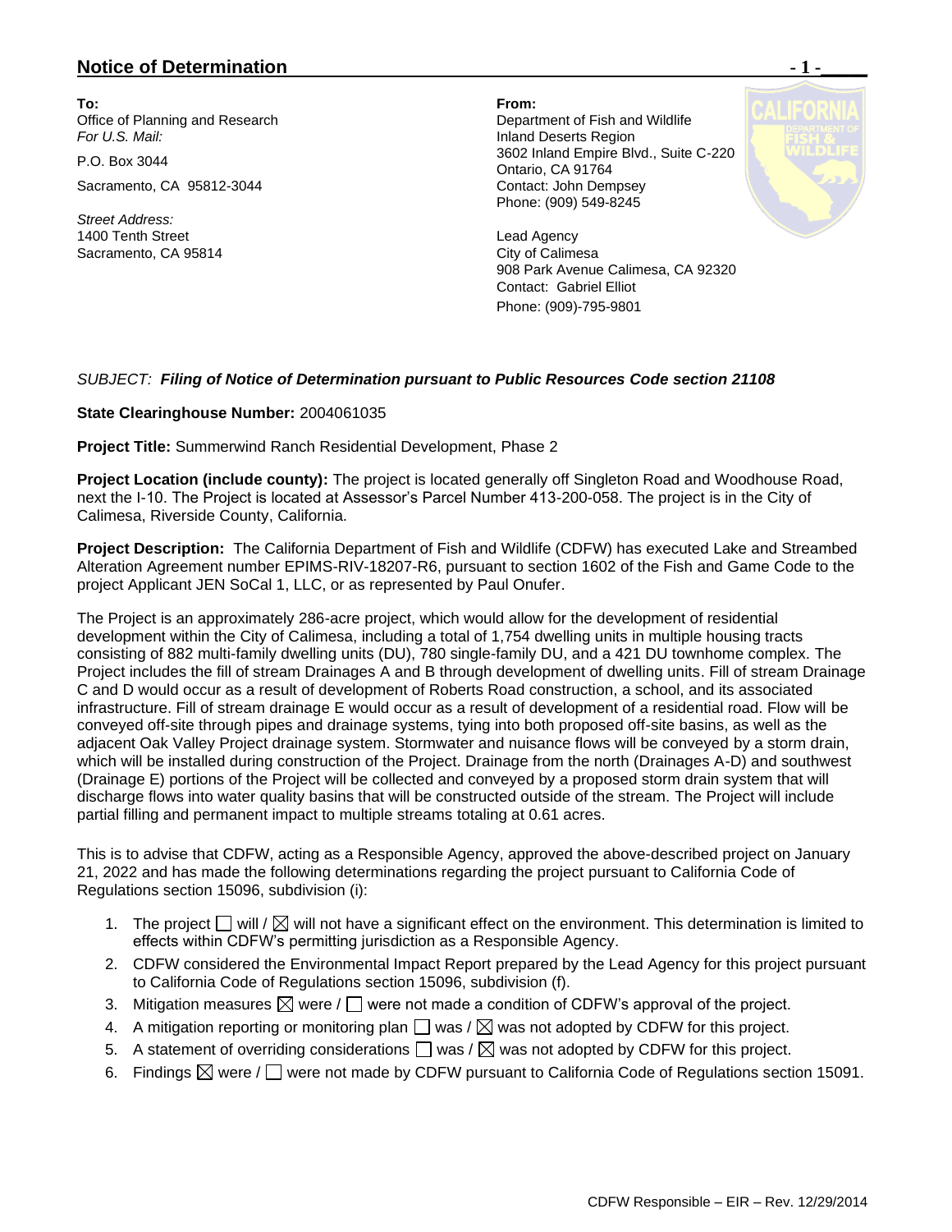## Notice of Determination

**To:**
Office of Planning and Research
*For U.S. Mail:*

P.O. Box 3044

Sacramento, CA 95812-3044

*Street Address:*
1400 Tenth Street
Sacramento, CA 95814

**From:**
Department of Fish and Wildlife
Inland Deserts Region
3602 Inland Empire Blvd., Suite C-220
Ontario, CA 91764
Contact: John Dempsey
Phone: (909) 549-8245

Lead Agency
City of Calimesa
908 Park Avenue Calimesa, CA 92320
Contact: Gabriel Elliot
Phone: (909)-795-9801

*SUBJECT:* ***Filing of Notice of Determination pursuant to Public Resources Code section 21108***

**State Clearinghouse Number:** 2004061035

**Project Title:** Summerwind Ranch Residential Development, Phase 2

**Project Location (include county):** The project is located generally off Singleton Road and Woodhouse Road, next the I-10. The Project is located at Assessor's Parcel Number 413-200-058. The project is in the City of Calimesa, Riverside County, California.

**Project Description:** The California Department of Fish and Wildlife (CDFW) has executed Lake and Streambed Alteration Agreement number EPIMS-RIV-18207-R6, pursuant to section 1602 of the Fish and Game Code to the project Applicant JEN SoCal 1, LLC, or as represented by Paul Onufer.

The Project is an approximately 286-acre project, which would allow for the development of residential development within the City of Calimesa, including a total of 1,754 dwelling units in multiple housing tracts consisting of 882 multi-family dwelling units (DU), 780 single-family DU, and a 421 DU townhome complex. The Project includes the fill of stream Drainages A and B through development of dwelling units. Fill of stream Drainage C and D would occur as a result of development of Roberts Road construction, a school, and its associated infrastructure. Fill of stream drainage E would occur as a result of development of a residential road. Flow will be conveyed off-site through pipes and drainage systems, tying into both proposed off-site basins, as well as the adjacent Oak Valley Project drainage system. Stormwater and nuisance flows will be conveyed by a storm drain, which will be installed during construction of the Project. Drainage from the north (Drainages A-D) and southwest (Drainage E) portions of the Project will be collected and conveyed by a proposed storm drain system that will discharge flows into water quality basins that will be constructed outside of the stream. The Project will include partial filling and permanent impact to multiple streams totaling at 0.61 acres.

This is to advise that CDFW, acting as a Responsible Agency, approved the above-described project on January 21, 2022 and has made the following determinations regarding the project pursuant to California Code of Regulations section 15096, subdivision (i):

1. The project ☐ will / ☒ will not have a significant effect on the environment. This determination is limited to effects within CDFW's permitting jurisdiction as a Responsible Agency.
2. CDFW considered the Environmental Impact Report prepared by the Lead Agency for this project pursuant to California Code of Regulations section 15096, subdivision (f).
3. Mitigation measures ☒ were / ☐ were not made a condition of CDFW's approval of the project.
4. A mitigation reporting or monitoring plan ☐ was / ☒ was not adopted by CDFW for this project.
5. A statement of overriding considerations ☐ was / ☒ was not adopted by CDFW for this project.
6. Findings ☒ were / ☐ were not made by CDFW pursuant to California Code of Regulations section 15091.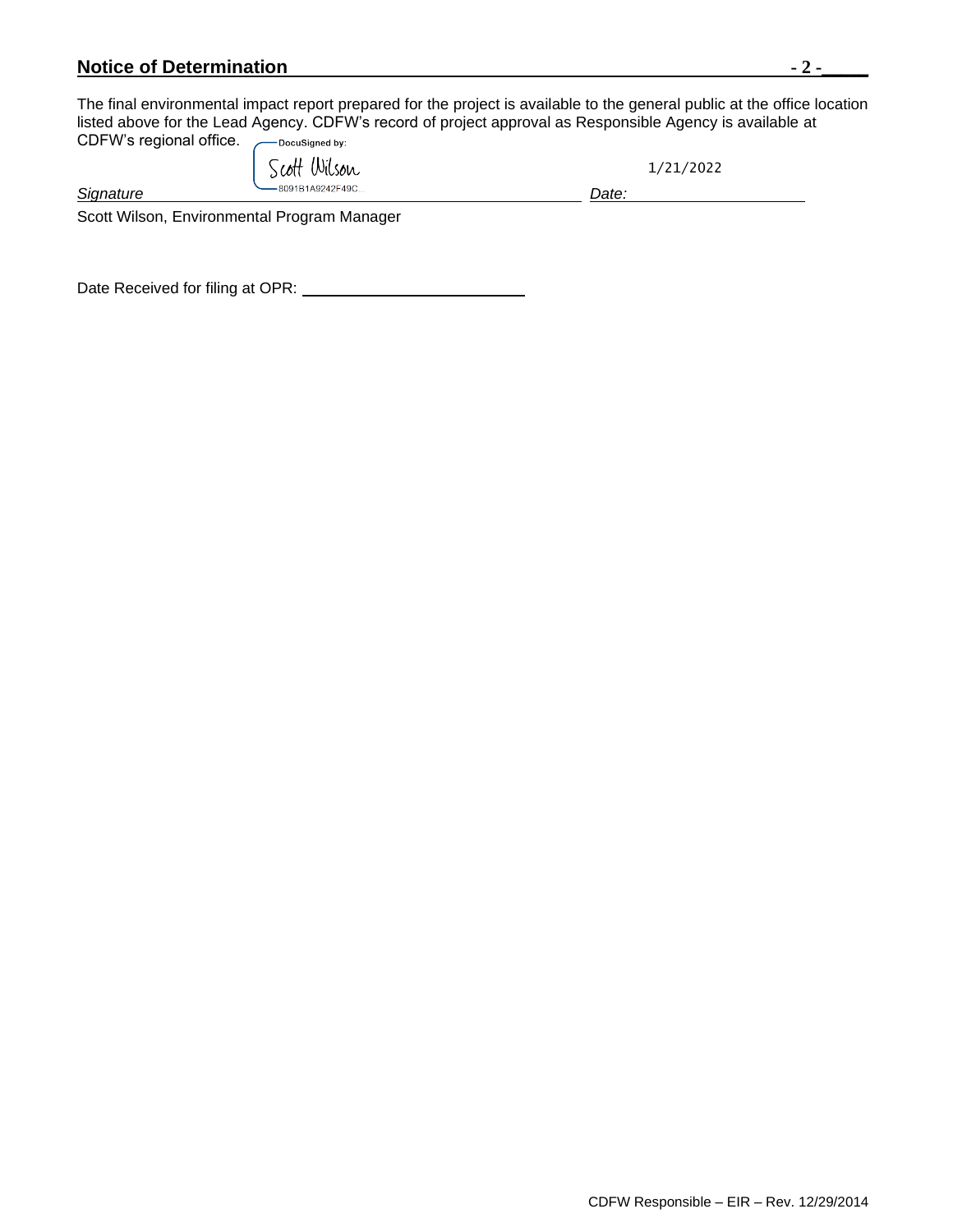## Notice of Determination

The final environmental impact report prepared for the project is available to the general public at the office location listed above for the Lead Agency. CDFW's record of project approval as Responsible Agency is available at CDFW's regional office.

DocuSigned by:
Scott Wilson
8091B1A9242F49C...

*Signature* *Date:* 1/21/2022

Scott Wilson, Environmental Program Manager

Date Received for filing at OPR: ____________________

CDFW Responsible – EIR – Rev. 12/29/2014